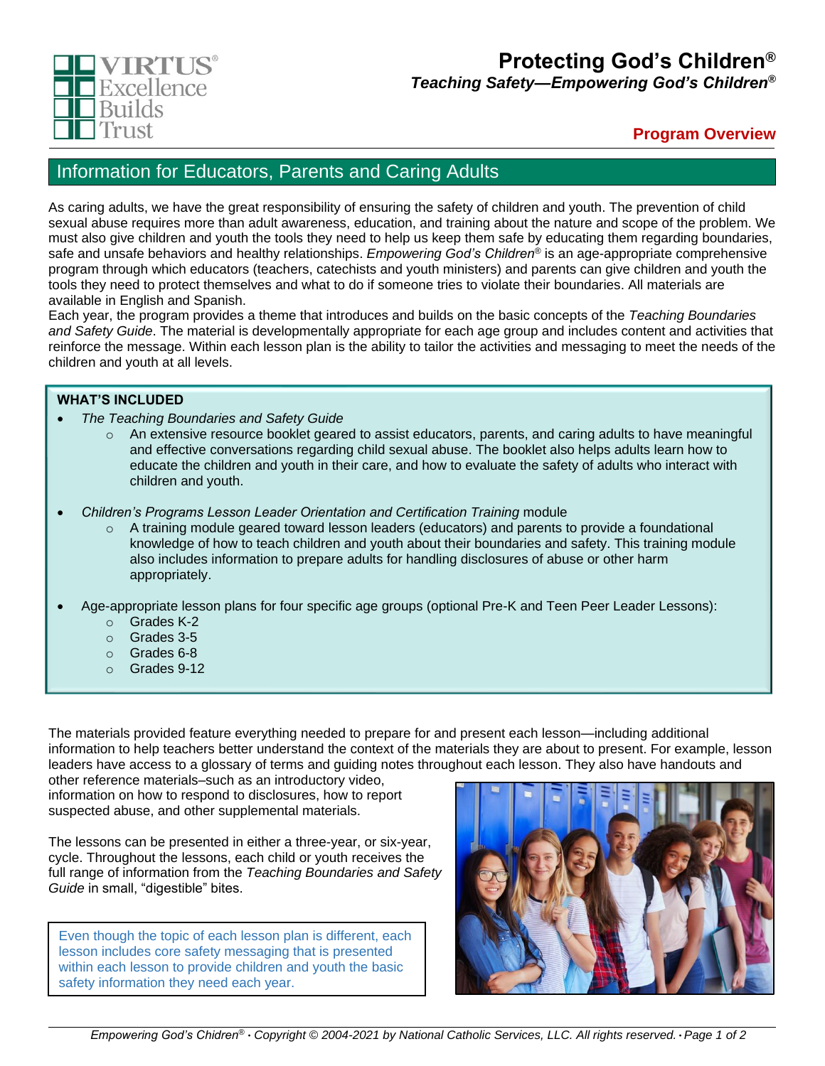VIRTUS® Excellence Builds Trust

# Protecting God's Children®

***Teaching Safety—Empowering God's Children®***

**Program Overview**

## Information for Educators, Parents and Caring Adults

As caring adults, we have the great responsibility of ensuring the safety of children and youth. The prevention of child sexual abuse requires more than adult awareness, education, and training about the nature and scope of the problem. We must also give children and youth the tools they need to help us keep them safe by educating them regarding boundaries, safe and unsafe behaviors and healthy relationships. *Empowering God's Children®* is an age-appropriate comprehensive program through which educators (teachers, catechists and youth ministers) and parents can give children and youth the tools they need to protect themselves and what to do if someone tries to violate their boundaries. All materials are available in English and Spanish.

Each year, the program provides a theme that introduces and builds on the basic concepts of the *Teaching Boundaries and Safety Guide*. The material is developmentally appropriate for each age group and includes content and activities that reinforce the message. Within each lesson plan is the ability to tailor the activities and messaging to meet the needs of the children and youth at all levels.

**WHAT'S INCLUDED**

- *The Teaching Boundaries and Safety Guide*
  - An extensive resource booklet geared to assist educators, parents, and caring adults to have meaningful and effective conversations regarding child sexual abuse. The booklet also helps adults learn how to educate the children and youth in their care, and how to evaluate the safety of adults who interact with children and youth.
- *Children's Programs Lesson Leader Orientation and Certification Training* module
  - A training module geared toward lesson leaders (educators) and parents to provide a foundational knowledge of how to teach children and youth about their boundaries and safety. This training module also includes information to prepare adults for handling disclosures of abuse or other harm appropriately.
- Age-appropriate lesson plans for four specific age groups (optional Pre-K and Teen Peer Leader Lessons):
  - Grades K-2
  - Grades 3-5
  - Grades 6-8
  - Grades 9-12

The materials provided feature everything needed to prepare for and present each lesson—including additional information to help teachers better understand the context of the materials they are about to present. For example, lesson leaders have access to a glossary of terms and guiding notes throughout each lesson. They also have handouts and other reference materials–such as an introductory video, information on how to respond to disclosures, how to report suspected abuse, and other supplemental materials.

The lessons can be presented in either a three-year, or six-year, cycle. Throughout the lessons, each child or youth receives the full range of information from the *Teaching Boundaries and Safety Guide* in small, "digestible" bites.

> Even though the topic of each lesson plan is different, each lesson includes core safety messaging that is presented within each lesson to provide children and youth the basic safety information they need each year.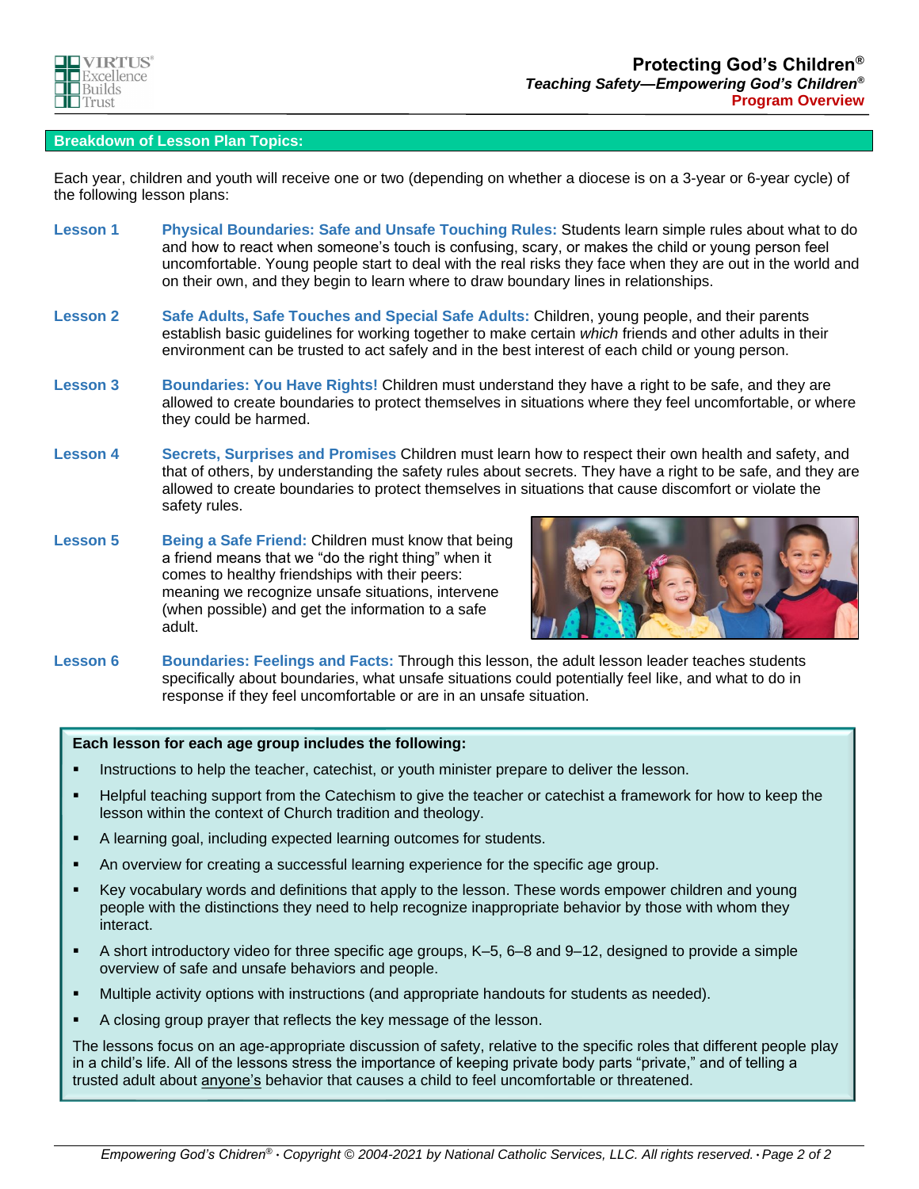## Breakdown of Lesson Plan Topics:

Each year, children and youth will receive one or two (depending on whether a diocese is on a 3-year or 6-year cycle) of the following lesson plans:

**Lesson 1** — **Physical Boundaries: Safe and Unsafe Touching Rules:** Students learn simple rules about what to do and how to react when someone's touch is confusing, scary, or makes the child or young person feel uncomfortable. Young people start to deal with the real risks they face when they are out in the world and on their own, and they begin to learn where to draw boundary lines in relationships.

**Lesson 2** — **Safe Adults, Safe Touches and Special Safe Adults:** Children, young people, and their parents establish basic guidelines for working together to make certain *which* friends and other adults in their environment can be trusted to act safely and in the best interest of each child or young person.

**Lesson 3** — **Boundaries: You Have Rights!** Children must understand they have a right to be safe, and they are allowed to create boundaries to protect themselves in situations where they feel uncomfortable, or where they could be harmed.

**Lesson 4** — **Secrets, Surprises and Promises** Children must learn how to respect their own health and safety, and that of others, by understanding the safety rules about secrets. They have a right to be safe, and they are allowed to create boundaries to protect themselves in situations that cause discomfort or violate the safety rules.

**Lesson 5** — **Being a Safe Friend:** Children must know that being a friend means that we "do the right thing" when it comes to healthy friendships with their peers: meaning we recognize unsafe situations, intervene (when possible) and get the information to a safe adult.

**Lesson 6** — **Boundaries: Feelings and Facts:** Through this lesson, the adult lesson leader teaches students specifically about boundaries, what unsafe situations could potentially feel like, and what to do in response if they feel uncomfortable or are in an unsafe situation.

**Each lesson for each age group includes the following:**

- Instructions to help the teacher, catechist, or youth minister prepare to deliver the lesson.
- Helpful teaching support from the Catechism to give the teacher or catechist a framework for how to keep the lesson within the context of Church tradition and theology.
- A learning goal, including expected learning outcomes for students.
- An overview for creating a successful learning experience for the specific age group.
- Key vocabulary words and definitions that apply to the lesson. These words empower children and young people with the distinctions they need to help recognize inappropriate behavior by those with whom they interact.
- A short introductory video for three specific age groups, K–5, 6–8 and 9–12, designed to provide a simple overview of safe and unsafe behaviors and people.
- Multiple activity options with instructions (and appropriate handouts for students as needed).
- A closing group prayer that reflects the key message of the lesson.

The lessons focus on an age-appropriate discussion of safety, relative to the specific roles that different people play in a child's life. All of the lessons stress the importance of keeping private body parts "private," and of telling a trusted adult about anyone's behavior that causes a child to feel uncomfortable or threatened.